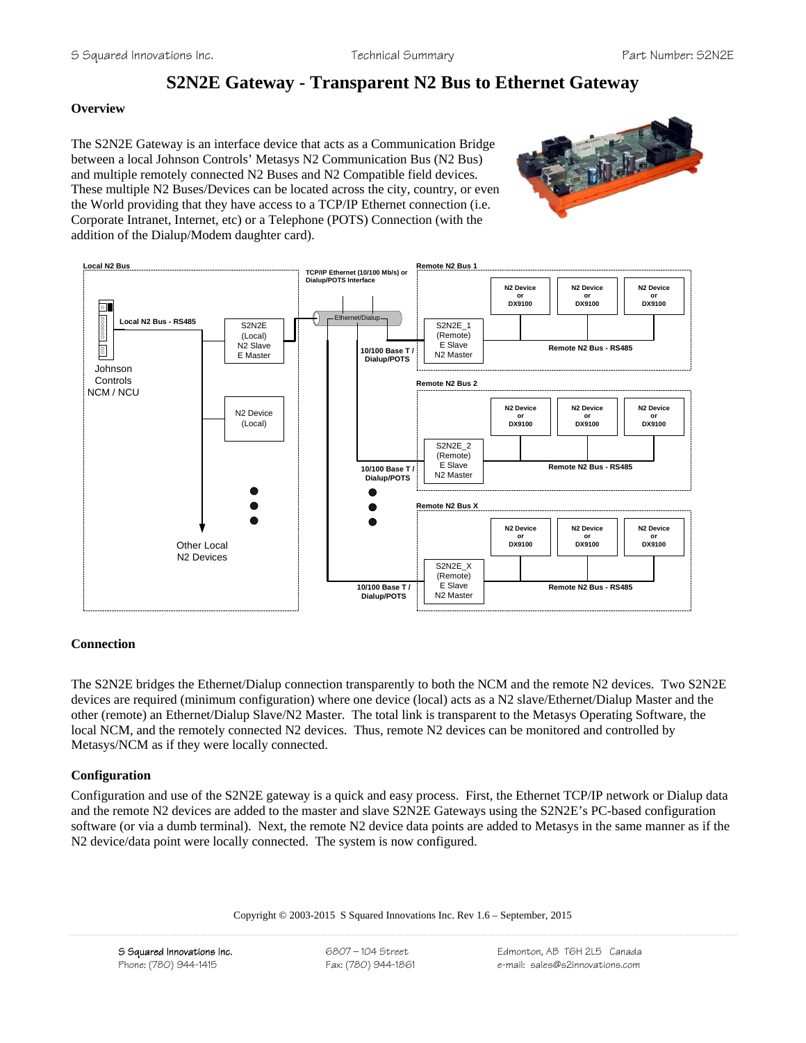# S2N2E Gateway - Transparent N2 Bus to Ethernet Gateway

**Overview**

The S2N2E Gateway is an interface device that acts as a Communication Bridge between a local Johnson Controls' Metasys N2 Communication Bus (N2 Bus) and multiple remotely connected N2 Buses and N2 Compatible field devices. These multiple N2 Buses/Devices can be located across the city, country, or even the World providing that they have access to a TCP/IP Ethernet connection (i.e. Corporate Intranet, Internet, etc) or a Telephone (POTS) Connection (with the addition of the Dialup/Modem daughter card).

**Connection**

The S2N2E bridges the Ethernet/Dialup connection transparently to both the NCM and the remote N2 devices. Two S2N2E devices are required (minimum configuration) where one device (local) acts as a N2 slave/Ethernet/Dialup Master and the other (remote) an Ethernet/Dialup Slave/N2 Master. The total link is transparent to the Metasys Operating Software, the local NCM, and the remotely connected N2 devices. Thus, remote N2 devices can be monitored and controlled by Metasys/NCM as if they were locally connected.

**Configuration**

Configuration and use of the S2N2E gateway is a quick and easy process. First, the Ethernet TCP/IP network or Dialup data and the remote N2 devices are added to the master and slave S2N2E Gateways using the S2N2E's PC-based configuration software (or via a dumb terminal). Next, the remote N2 device data points are added to Metasys in the same manner as if the N2 device/data point were locally connected. The system is now configured.

Copyright © 2003-2015 S Squared Innovations Inc. Rev 1.6 – September, 2015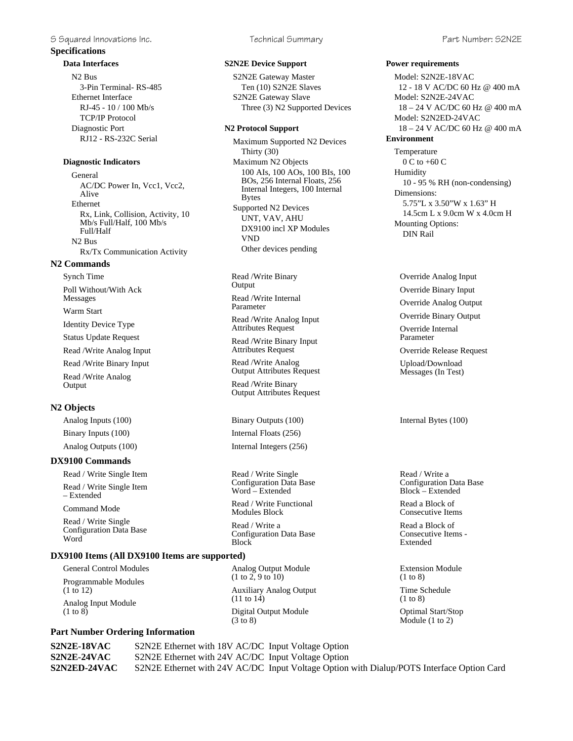## Specifications

### Data Interfaces

- N2 Bus
  - 3-Pin Terminal- RS-485
- Ethernet Interface
  - RJ-45 - 10 / 100 Mb/s
  - TCP/IP Protocol
- Diagnostic Port
  - RJ12 - RS-232C Serial

### Diagnostic Indicators

- General
  - AC/DC Power In, Vcc1, Vcc2, Alive
- Ethernet
  - Rx, Link, Collision, Activity, 10 Mb/s Full/Half, 100 Mb/s Full/Half
- N2 Bus
  - Rx/Tx Communication Activity

### S2N2E Device Support

- S2N2E Gateway Master
  - Ten (10) S2N2E Slaves
- S2N2E Gateway Slave
  - Three (3) N2 Supported Devices

### N2 Protocol Support

- Maximum Supported N2 Devices
  - Thirty (30)
- Maximum N2 Objects
  - 100 AIs, 100 AOs, 100 BIs, 100 BOs, 256 Internal Floats, 256 Internal Integers, 100 Internal Bytes
- Supported N2 Devices
  - UNT, VAV, AHU
  - DX9100 incl XP Modules
  - VND
  - Other devices pending

### Power requirements

- Model: S2N2E-18VAC
  - 12 - 18 V AC/DC 60 Hz @ 400 mA
- Model: S2N2E-24VAC
  - 18 – 24 V AC/DC 60 Hz @ 400 mA
- Model: S2N2ED-24VAC
  - 18 – 24 V AC/DC 60 Hz @ 400 mA

### Environment

- Temperature
  - 0 C to +60 C
- Humidity
  - 10 - 95 % RH (non-condensing)
- Dimensions:
  - 5.75”L x 3.50”W x 1.63” H
  - 14.5cm L x 9.0cm W x 4.0cm H
- Mounting Options:
  - DIN Rail

## N2 Commands

- Synch Time
- Poll Without/With Ack Messages
- Warm Start
- Identity Device Type
- Status Update Request
- Read /Write Analog Input
- Read /Write Binary Input
- Read /Write Analog Output
- Read /Write Binary Output
- Read /Write Internal Parameter
- Read /Write Analog Input Attributes Request
- Read /Write Binary Input Attributes Request
- Read /Write Analog Output Attributes Request
- Read /Write Binary Output Attributes Request
- Override Analog Input
- Override Binary Input
- Override Analog Output
- Override Binary Output
- Override Internal Parameter
- Override Release Request
- Upload/Download Messages (In Test)

## N2 Objects

- Analog Inputs (100)
- Binary Inputs (100)
- Analog Outputs (100)
- Binary Outputs (100)
- Internal Floats (256)
- Internal Integers (256)
- Internal Bytes (100)

## DX9100 Commands

- Read / Write Single Item
- Read / Write Single Item – Extended
- Command Mode
- Read / Write Single Configuration Data Base Word
- Read / Write Single Configuration Data Base Word – Extended
- Read / Write Functional Modules Block
- Read / Write a Configuration Data Base Block
- Read / Write a Configuration Data Base Block – Extended
- Read a Block of Consecutive Items
- Read a Block of Consecutive Items - Extended

## DX9100 Items (All DX9100 Items are supported)

- General Control Modules
- Programmable Modules (1 to 12)
- Analog Input Module (1 to 8)
- Analog Output Module (1 to 2, 9 to 10)
- Auxiliary Analog Output (11 to 14)
- Digital Output Module (3 to 8)
- Extension Module (1 to 8)
- Time Schedule (1 to 8)
- Optimal Start/Stop Module (1 to 2)

## Part Number Ordering Information

| | |
|---|---|
| **S2N2E-18VAC** | S2N2E Ethernet with 18V AC/DC Input Voltage Option |
| **S2N2E-24VAC** | S2N2E Ethernet with 24V AC/DC Input Voltage Option |
| **S2N2ED-24VAC** | S2N2E Ethernet with 24V AC/DC Input Voltage Option with Dialup/POTS Interface Option Card |